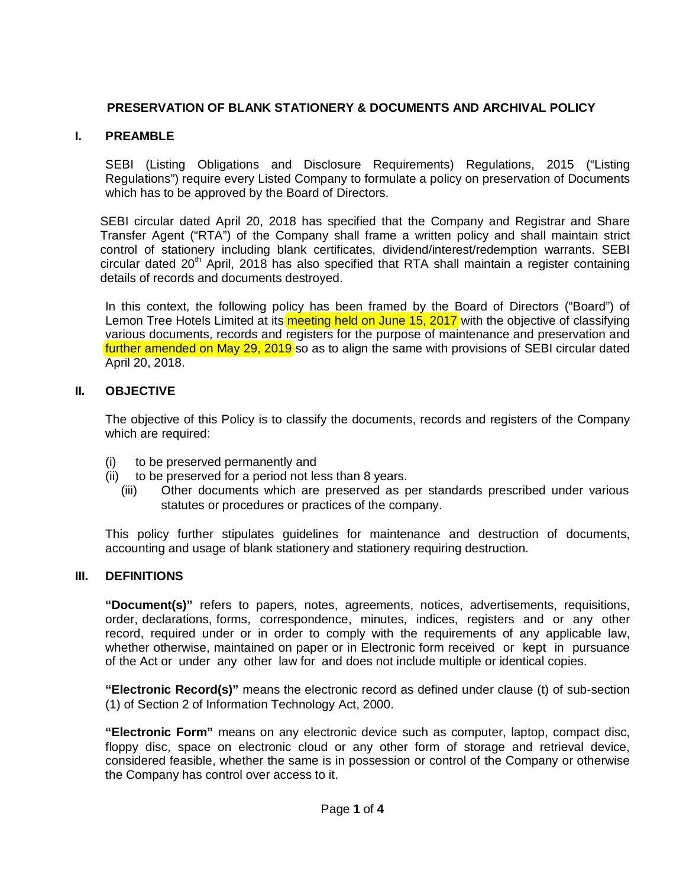# PRESERVATION OF BLANK STATIONERY & DOCUMENTS AND ARCHIVAL POLICY

## I. PREAMBLE

SEBI (Listing Obligations and Disclosure Requirements) Regulations, 2015 ("Listing Regulations") require every Listed Company to formulate a policy on preservation of Documents which has to be approved by the Board of Directors.

SEBI circular dated April 20, 2018 has specified that the Company and Registrar and Share Transfer Agent ("RTA") of the Company shall frame a written policy and shall maintain strict control of stationery including blank certificates, dividend/interest/redemption warrants. SEBI circular dated 20th April, 2018 has also specified that RTA shall maintain a register containing details of records and documents destroyed.

In this context, the following policy has been framed by the Board of Directors ("Board") of Lemon Tree Hotels Limited at its meeting held on June 15, 2017 with the objective of classifying various documents, records and registers for the purpose of maintenance and preservation and further amended on May 29, 2019 so as to align the same with provisions of SEBI circular dated April 20, 2018.

## II. OBJECTIVE

The objective of this Policy is to classify the documents, records and registers of the Company which are required:

(i) to be preserved permanently and
(ii) to be preserved for a period not less than 8 years.
(iii) Other documents which are preserved as per standards prescribed under various statutes or procedures or practices of the company.

This policy further stipulates guidelines for maintenance and destruction of documents, accounting and usage of blank stationery and stationery requiring destruction.

## III. DEFINITIONS

**"Document(s)"** refers to papers, notes, agreements, notices, advertisements, requisitions, order, declarations, forms, correspondence, minutes, indices, registers and or any other record, required under or in order to comply with the requirements of any applicable law, whether otherwise, maintained on paper or in Electronic form received or kept in pursuance of the Act or under any other law for and does not include multiple or identical copies.

**"Electronic Record(s)"** means the electronic record as defined under clause (t) of sub-section (1) of Section 2 of Information Technology Act, 2000.

**"Electronic Form"** means on any electronic device such as computer, laptop, compact disc, floppy disc, space on electronic cloud or any other form of storage and retrieval device, considered feasible, whether the same is in possession or control of the Company or otherwise the Company has control over access to it.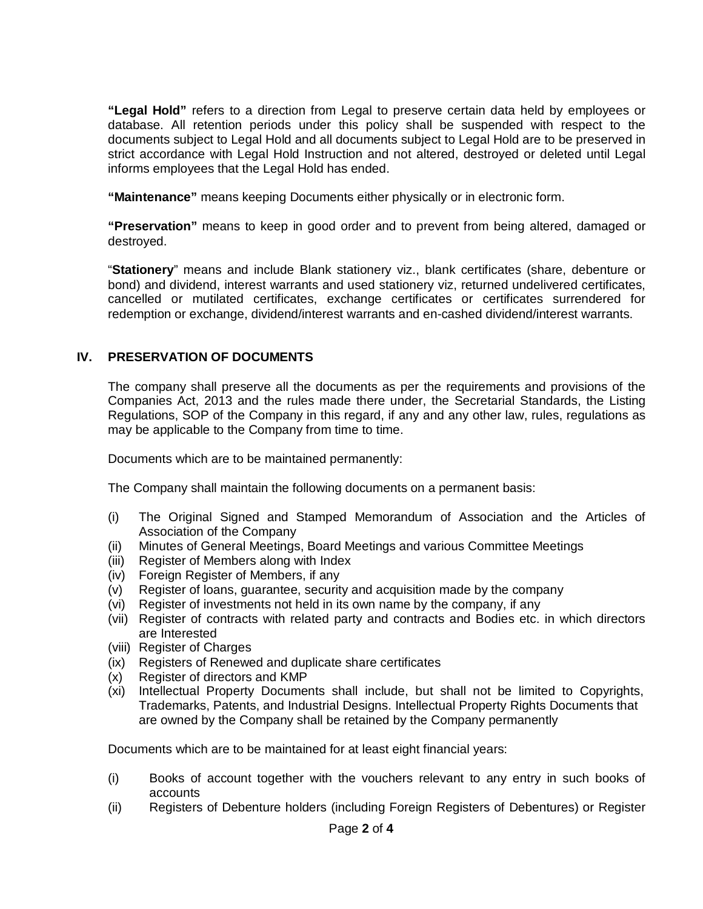**"Legal Hold"** refers to a direction from Legal to preserve certain data held by employees or database. All retention periods under this policy shall be suspended with respect to the documents subject to Legal Hold and all documents subject to Legal Hold are to be preserved in strict accordance with Legal Hold Instruction and not altered, destroyed or deleted until Legal informs employees that the Legal Hold has ended.

**"Maintenance"** means keeping Documents either physically or in electronic form.

**"Preservation"** means to keep in good order and to prevent from being altered, damaged or destroyed.

"**Stationery**" means and include Blank stationery viz., blank certificates (share, debenture or bond) and dividend, interest warrants and used stationery viz, returned undelivered certificates, cancelled or mutilated certificates, exchange certificates or certificates surrendered for redemption or exchange, dividend/interest warrants and en-cashed dividend/interest warrants.

## IV. PRESERVATION OF DOCUMENTS

The company shall preserve all the documents as per the requirements and provisions of the Companies Act, 2013 and the rules made there under, the Secretarial Standards, the Listing Regulations, SOP of the Company in this regard, if any and any other law, rules, regulations as may be applicable to the Company from time to time.

Documents which are to be maintained permanently:

The Company shall maintain the following documents on a permanent basis:

(i) The Original Signed and Stamped Memorandum of Association and the Articles of Association of the Company
(ii) Minutes of General Meetings, Board Meetings and various Committee Meetings
(iii) Register of Members along with Index
(iv) Foreign Register of Members, if any
(v) Register of loans, guarantee, security and acquisition made by the company
(vi) Register of investments not held in its own name by the company, if any
(vii) Register of contracts with related party and contracts and Bodies etc. in which directors are Interested
(viii) Register of Charges
(ix) Registers of Renewed and duplicate share certificates
(x) Register of directors and KMP
(xi) Intellectual Property Documents shall include, but shall not be limited to Copyrights, Trademarks, Patents, and Industrial Designs. Intellectual Property Rights Documents that are owned by the Company shall be retained by the Company permanently

Documents which are to be maintained for at least eight financial years:

(i) Books of account together with the vouchers relevant to any entry in such books of accounts
(ii) Registers of Debenture holders (including Foreign Registers of Debentures) or Register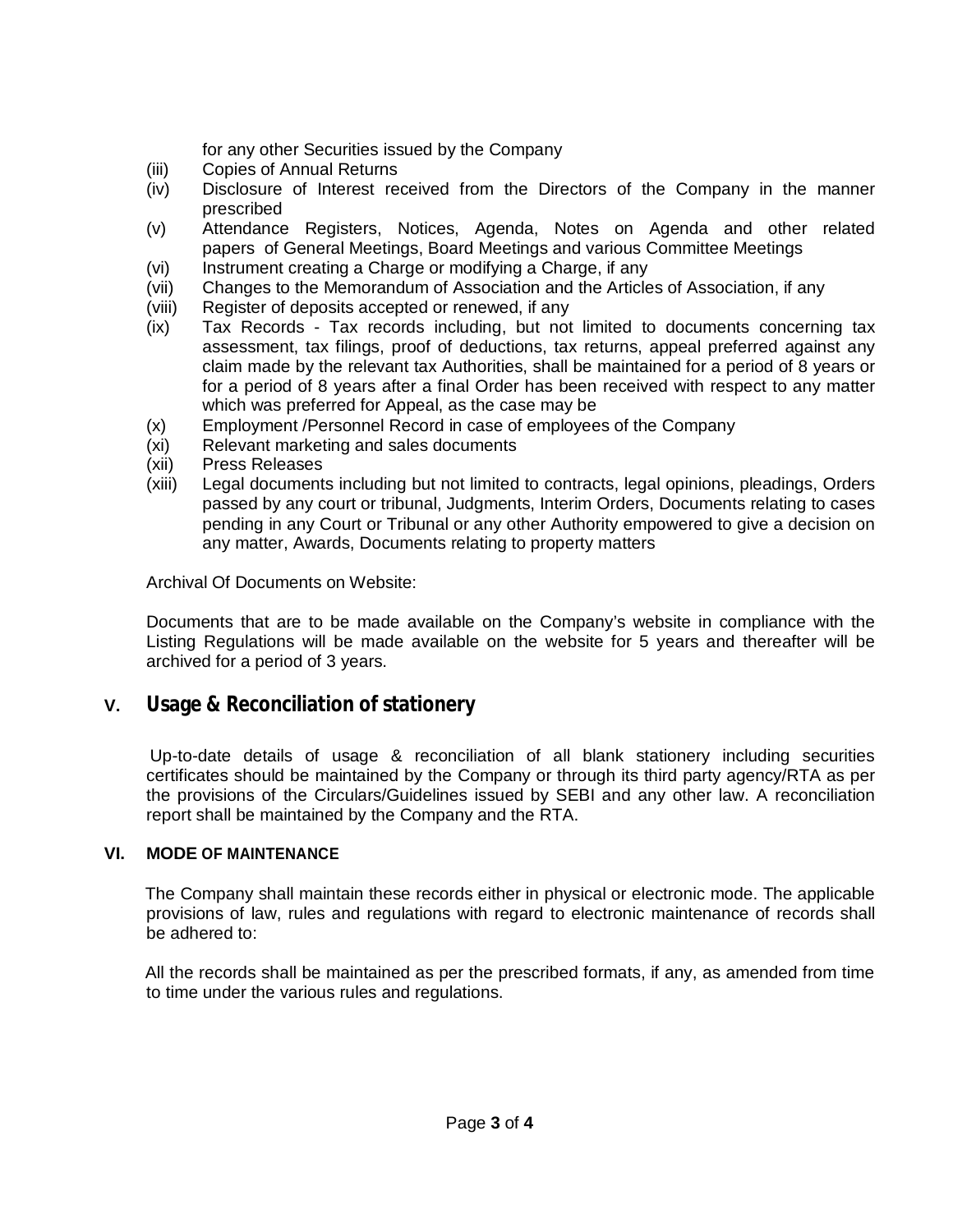for any other Securities issued by the Company

(iii) Copies of Annual Returns

(iv) Disclosure of Interest received from the Directors of the Company in the manner prescribed

(v) Attendance Registers, Notices, Agenda, Notes on Agenda and other related papers of General Meetings, Board Meetings and various Committee Meetings

(vi) Instrument creating a Charge or modifying a Charge, if any

(vii) Changes to the Memorandum of Association and the Articles of Association, if any

(viii) Register of deposits accepted or renewed, if any

(ix) Tax Records - Tax records including, but not limited to documents concerning tax assessment, tax filings, proof of deductions, tax returns, appeal preferred against any claim made by the relevant tax Authorities, shall be maintained for a period of 8 years or for a period of 8 years after a final Order has been received with respect to any matter which was preferred for Appeal, as the case may be

(x) Employment /Personnel Record in case of employees of the Company

(xi) Relevant marketing and sales documents

(xii) Press Releases

(xiii) Legal documents including but not limited to contracts, legal opinions, pleadings, Orders passed by any court or tribunal, Judgments, Interim Orders, Documents relating to cases pending in any Court or Tribunal or any other Authority empowered to give a decision on any matter, Awards, Documents relating to property matters

Archival Of Documents on Website:

Documents that are to be made available on the Company's website in compliance with the Listing Regulations will be made available on the website for 5 years and thereafter will be archived for a period of 3 years.

## V. Usage & Reconciliation of stationery

Up-to-date details of usage & reconciliation of all blank stationery including securities certificates should be maintained by the Company or through its third party agency/RTA as per the provisions of the Circulars/Guidelines issued by SEBI and any other law. A reconciliation report shall be maintained by the Company and the RTA.

### VI. MODE OF MAINTENANCE

The Company shall maintain these records either in physical or electronic mode. The applicable provisions of law, rules and regulations with regard to electronic maintenance of records shall be adhered to:

All the records shall be maintained as per the prescribed formats, if any, as amended from time to time under the various rules and regulations.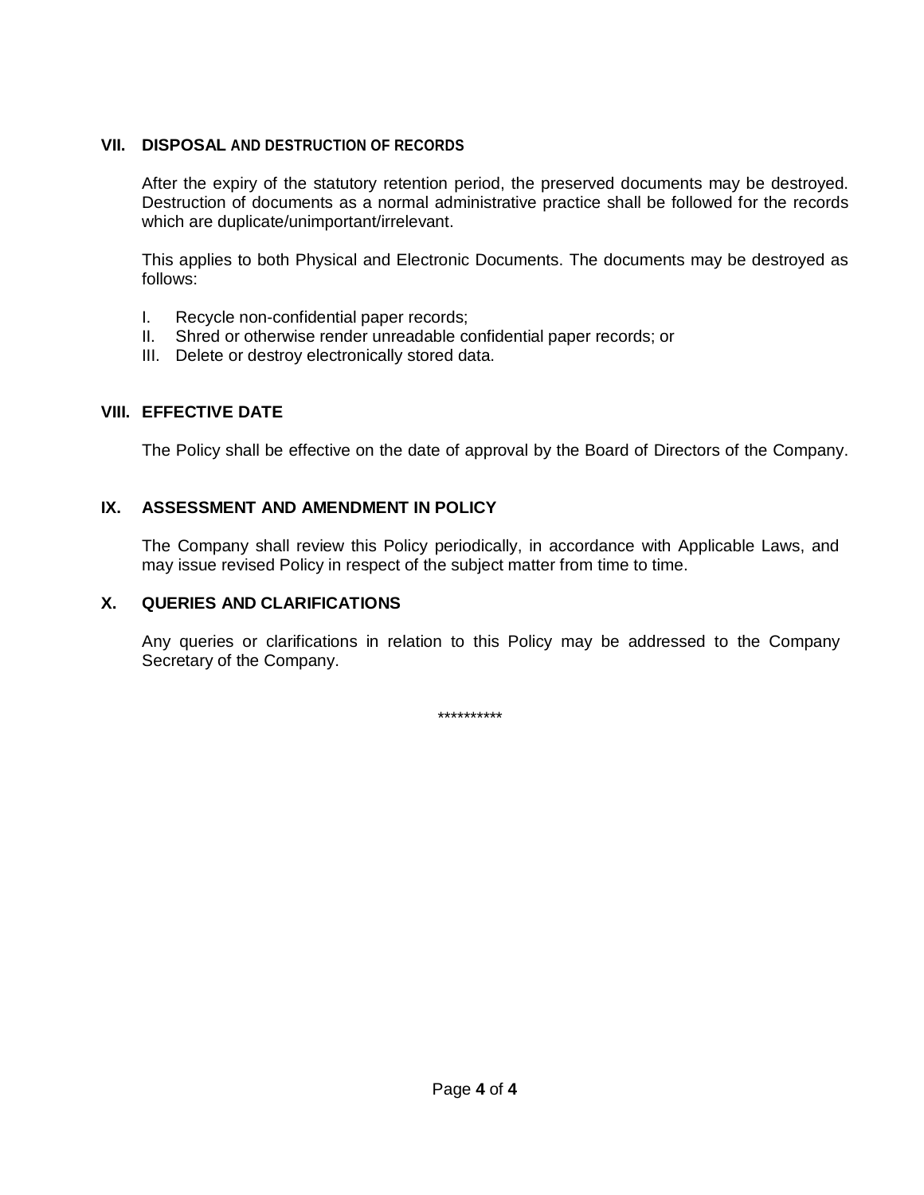## VII. DISPOSAL AND DESTRUCTION OF RECORDS

After the expiry of the statutory retention period, the preserved documents may be destroyed. Destruction of documents as a normal administrative practice shall be followed for the records which are duplicate/unimportant/irrelevant.

This applies to both Physical and Electronic Documents. The documents may be destroyed as follows:

I. Recycle non-confidential paper records;
II. Shred or otherwise render unreadable confidential paper records; or
III. Delete or destroy electronically stored data.

## VIII. EFFECTIVE DATE

The Policy shall be effective on the date of approval by the Board of Directors of the Company.

## IX. ASSESSMENT AND AMENDMENT IN POLICY

The Company shall review this Policy periodically, in accordance with Applicable Laws, and may issue revised Policy in respect of the subject matter from time to time.

## X. QUERIES AND CLARIFICATIONS

Any queries or clarifications in relation to this Policy may be addressed to the Company Secretary of the Company.

**********